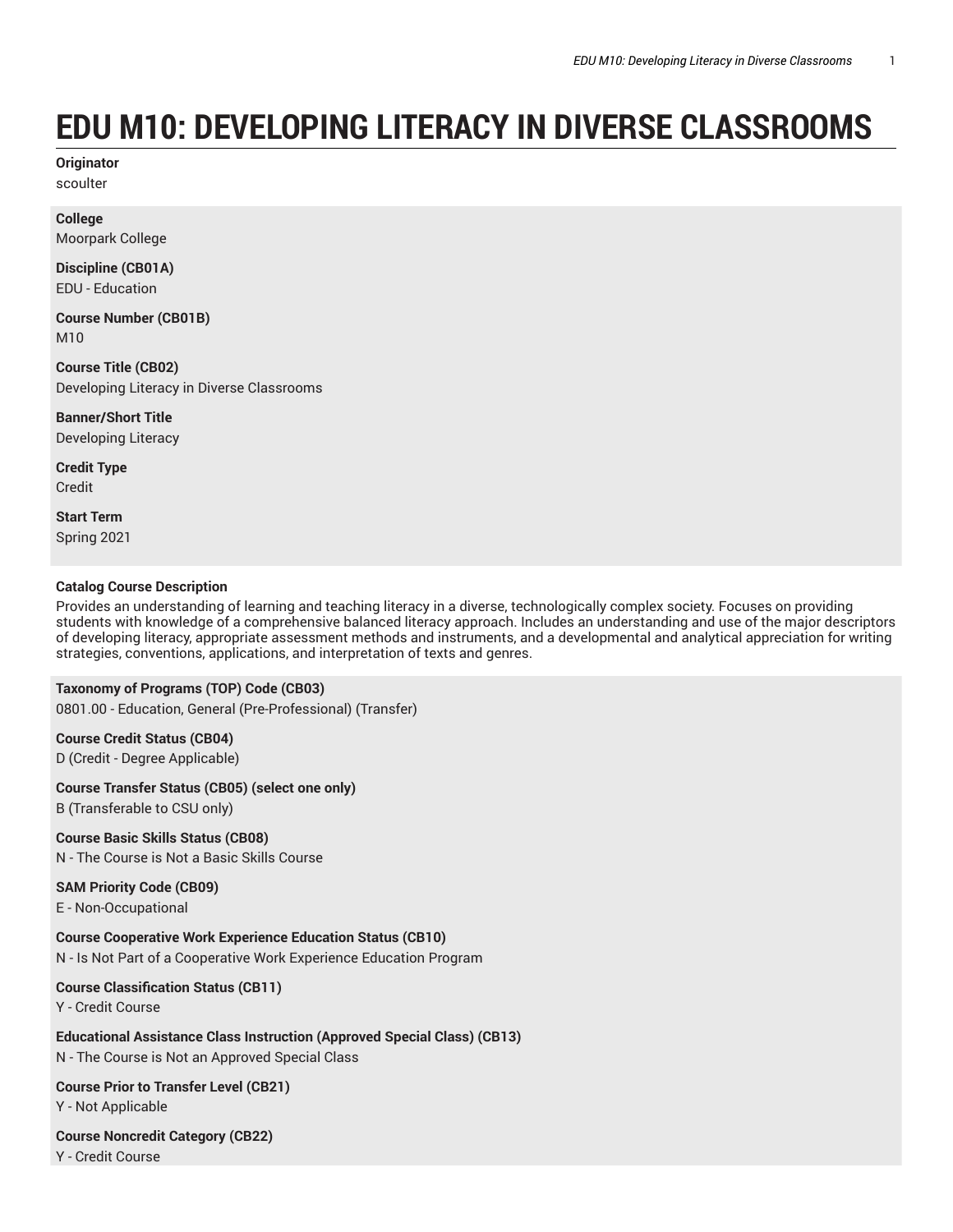# EDU M10: DEVELOPING LITERACY IN DIVERSE CLASSROOMS

**Originator**
scoulter

**College**
Moorpark College

**Discipline (CB01A)**
EDU - Education

**Course Number (CB01B)**
M10

**Course Title (CB02)**
Developing Literacy in Diverse Classrooms

**Banner/Short Title**
Developing Literacy

**Credit Type**
Credit

**Start Term**
Spring 2021

**Catalog Course Description**
Provides an understanding of learning and teaching literacy in a diverse, technologically complex society. Focuses on providing students with knowledge of a comprehensive balanced literacy approach. Includes an understanding and use of the major descriptors of developing literacy, appropriate assessment methods and instruments, and a developmental and analytical appreciation for writing strategies, conventions, applications, and interpretation of texts and genres.

**Taxonomy of Programs (TOP) Code (CB03)**
0801.00 - Education, General (Pre-Professional) (Transfer)

**Course Credit Status (CB04)**
D (Credit - Degree Applicable)

**Course Transfer Status (CB05) (select one only)**
B (Transferable to CSU only)

**Course Basic Skills Status (CB08)**
N - The Course is Not a Basic Skills Course

**SAM Priority Code (CB09)**
E - Non-Occupational

**Course Cooperative Work Experience Education Status (CB10)**
N - Is Not Part of a Cooperative Work Experience Education Program

**Course Classification Status (CB11)**
Y - Credit Course

**Educational Assistance Class Instruction (Approved Special Class) (CB13)**
N - The Course is Not an Approved Special Class

**Course Prior to Transfer Level (CB21)**
Y - Not Applicable

**Course Noncredit Category (CB22)**
Y - Credit Course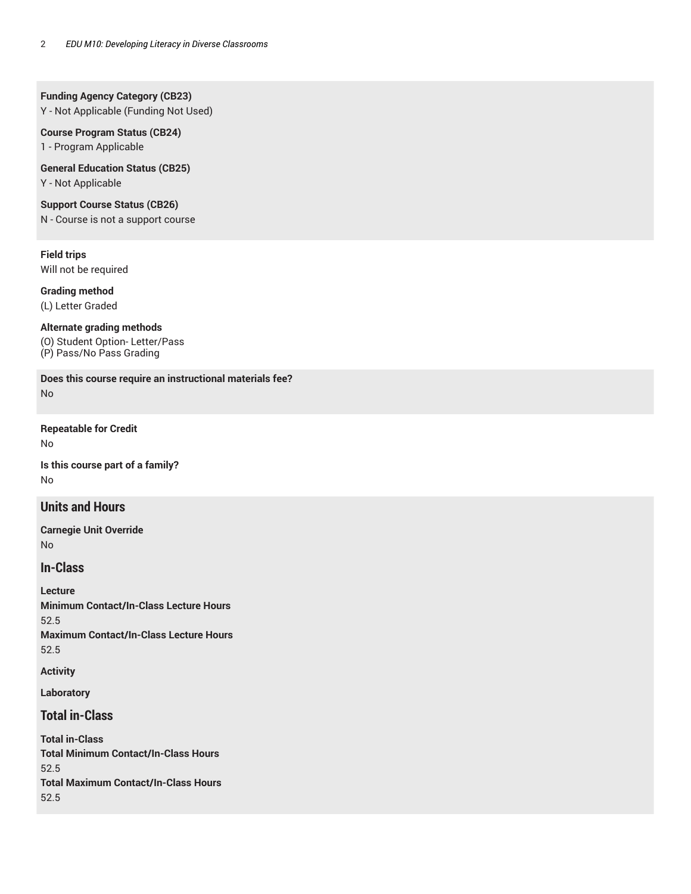**Funding Agency Category (CB23)**
Y - Not Applicable (Funding Not Used)

**Course Program Status (CB24)**
1 - Program Applicable

**General Education Status (CB25)**
Y - Not Applicable

**Support Course Status (CB26)**
N - Course is not a support course

**Field trips**
Will not be required

**Grading method**
(L) Letter Graded

**Alternate grading methods**
(O) Student Option- Letter/Pass
(P) Pass/No Pass Grading

**Does this course require an instructional materials fee?**
No

**Repeatable for Credit**
No

**Is this course part of a family?**
No

## Units and Hours

**Carnegie Unit Override**
No

## In-Class

**Lecture**
**Minimum Contact/In-Class Lecture Hours**
52.5
**Maximum Contact/In-Class Lecture Hours**
52.5

**Activity**

**Laboratory**

## Total in-Class

**Total in-Class**
**Total Minimum Contact/In-Class Hours**
52.5
**Total Maximum Contact/In-Class Hours**
52.5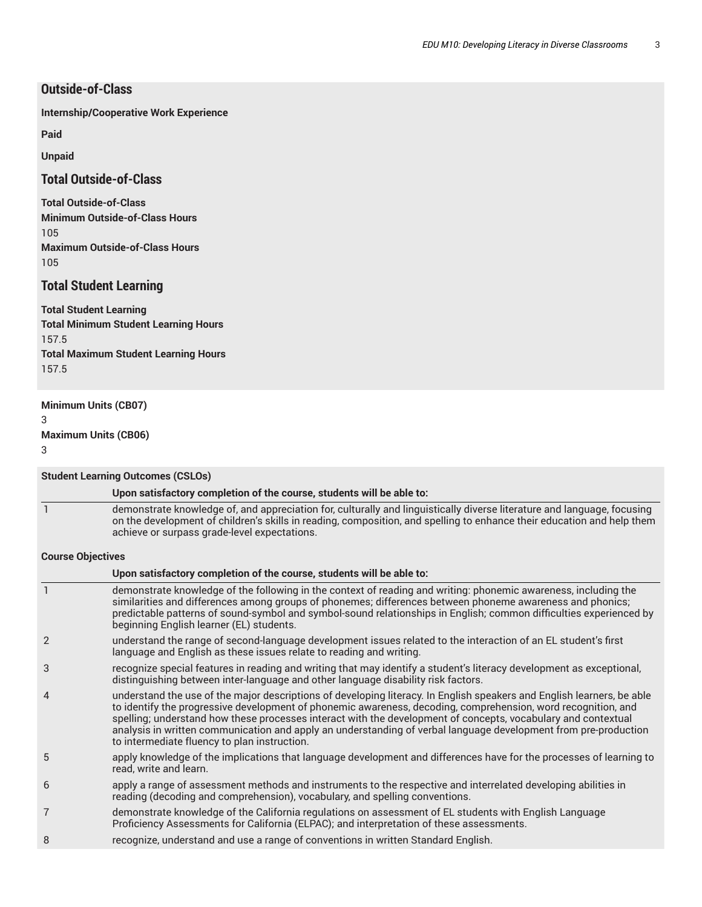## Outside-of-Class

**Internship/Cooperative Work Experience**

**Paid**

**Unpaid**

## Total Outside-of-Class

**Total Outside-of-Class**
**Minimum Outside-of-Class Hours**
105
**Maximum Outside-of-Class Hours**
105

## Total Student Learning

**Total Student Learning**
**Total Minimum Student Learning Hours**
157.5
**Total Maximum Student Learning Hours**
157.5

**Minimum Units (CB07)**
3
**Maximum Units (CB06)**
3

**Student Learning Outcomes (CSLOs)**

| | Upon satisfactory completion of the course, students will be able to: |
|---|---|
| 1 | demonstrate knowledge of, and appreciation for, culturally and linguistically diverse literature and language, focusing on the development of children's skills in reading, composition, and spelling to enhance their education and help them achieve or surpass grade-level expectations. |

**Course Objectives**

| | Upon satisfactory completion of the course, students will be able to: |
|---|---|
| 1 | demonstrate knowledge of the following in the context of reading and writing: phonemic awareness, including the similarities and differences among groups of phonemes; differences between phoneme awareness and phonics; predictable patterns of sound-symbol and symbol-sound relationships in English; common difficulties experienced by beginning English learner (EL) students. |
| 2 | understand the range of second-language development issues related to the interaction of an EL student's first language and English as these issues relate to reading and writing. |
| 3 | recognize special features in reading and writing that may identify a student's literacy development as exceptional, distinguishing between inter-language and other language disability risk factors. |
| 4 | understand the use of the major descriptions of developing literacy. In English speakers and English learners, be able to identify the progressive development of phonemic awareness, decoding, comprehension, word recognition, and spelling; understand how these processes interact with the development of concepts, vocabulary and contextual analysis in written communication and apply an understanding of verbal language development from pre-production to intermediate fluency to plan instruction. |
| 5 | apply knowledge of the implications that language development and differences have for the processes of learning to read, write and learn. |
| 6 | apply a range of assessment methods and instruments to the respective and interrelated developing abilities in reading (decoding and comprehension), vocabulary, and spelling conventions. |
| 7 | demonstrate knowledge of the California regulations on assessment of EL students with English Language Proficiency Assessments for California (ELPAC); and interpretation of these assessments. |
| 8 | recognize, understand and use a range of conventions in written Standard English. |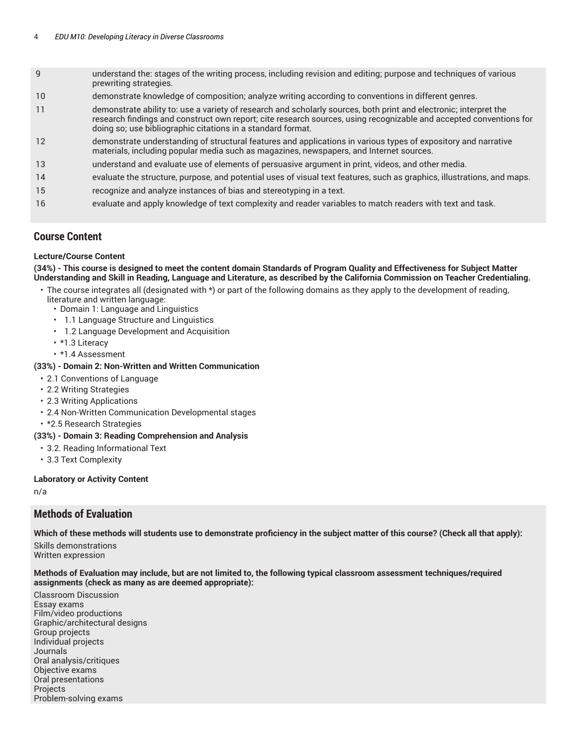| | |
|---|---|
| 9 | understand the: stages of the writing process, including revision and editing; purpose and techniques of various prewriting strategies. |
| 10 | demonstrate knowledge of composition; analyze writing according to conventions in different genres. |
| 11 | demonstrate ability to: use a variety of research and scholarly sources, both print and electronic; interpret the research findings and construct own report; cite research sources, using recognizable and accepted conventions for doing so; use bibliographic citations in a standard format. |
| 12 | demonstrate understanding of structural features and applications in various types of expository and narrative materials, including popular media such as magazines, newspapers, and Internet sources. |
| 13 | understand and evaluate use of elements of persuasive argument in print, videos, and other media. |
| 14 | evaluate the structure, purpose, and potential uses of visual text features, such as graphics, illustrations, and maps. |
| 15 | recognize and analyze instances of bias and stereotyping in a text. |
| 16 | evaluate and apply knowledge of text complexity and reader variables to match readers with text and task. |

## Course Content

**Lecture/Course Content**

**(34%) - This course is designed to meet the content domain Standards of Program Quality and Effectiveness for Subject Matter Understanding and Skill in Reading, Language and Literature, as described by the California Commission on Teacher Credentialing.**

- The course integrates all (designated with *) or part of the following domains as they apply to the development of reading, literature and written language:
  - Domain 1: Language and Linguistics
  - 1.1 Language Structure and Linguistics
  - 1.2 Language Development and Acquisition
  - *1.3 Literacy
  - *1.4 Assessment

**(33%) - Domain 2: Non-Written and Written Communication**

- 2.1 Conventions of Language
- 2.2 Writing Strategies
- 2.3 Writing Applications
- 2.4 Non-Written Communication Developmental stages
- *2.5 Research Strategies

**(33%) - Domain 3: Reading Comprehension and Analysis**

- 3.2. Reading Informational Text
- 3.3 Text Complexity

**Laboratory or Activity Content**

n/a

## Methods of Evaluation

**Which of these methods will students use to demonstrate proficiency in the subject matter of this course? (Check all that apply):**

Skills demonstrations
Written expression

**Methods of Evaluation may include, but are not limited to, the following typical classroom assessment techniques/required assignments (check as many as are deemed appropriate):**

Classroom Discussion
Essay exams
Film/video productions
Graphic/architectural designs
Group projects
Individual projects
Journals
Oral analysis/critiques
Objective exams
Oral presentations
Projects
Problem-solving exams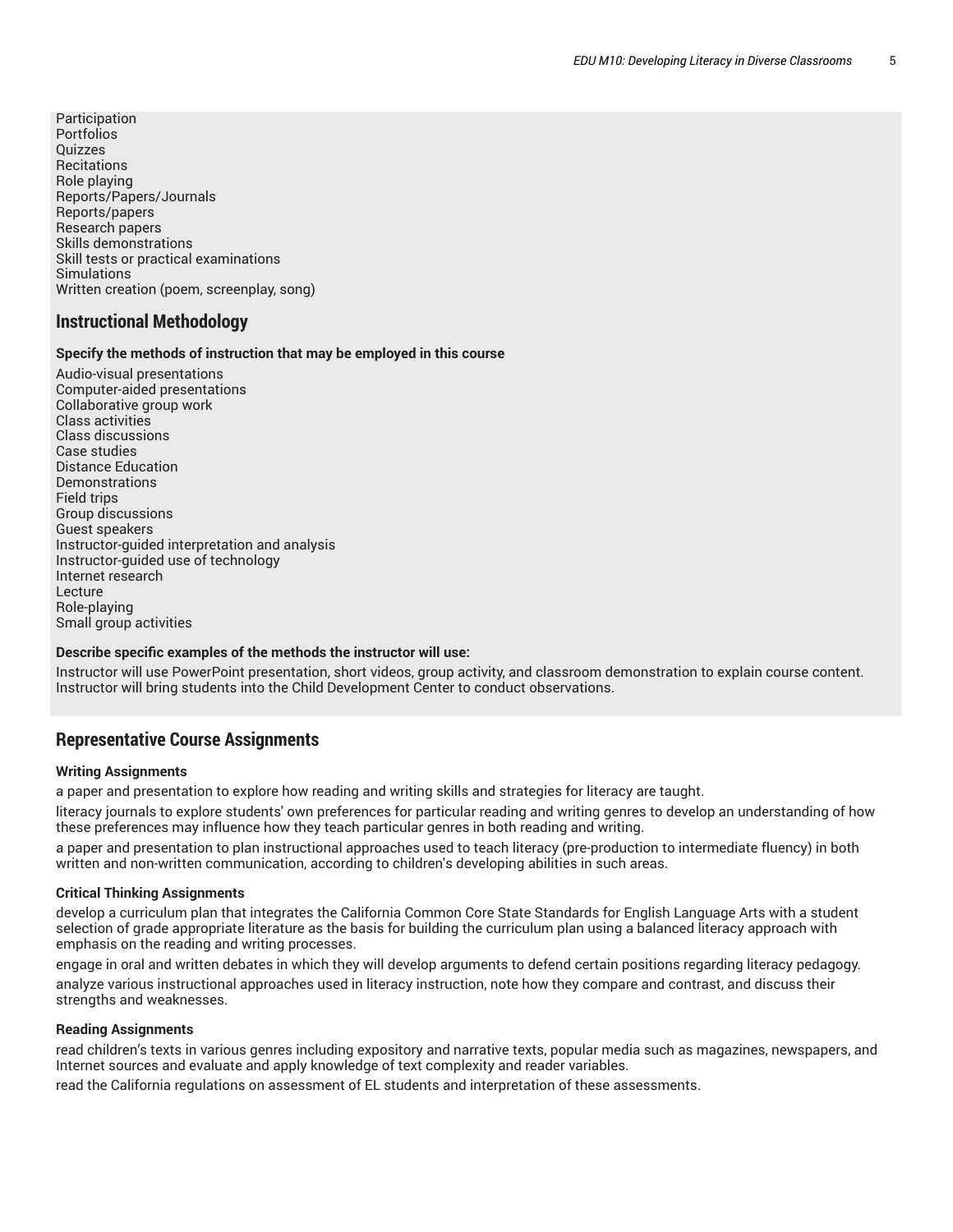Participation
Portfolios
Quizzes
Recitations
Role playing
Reports/Papers/Journals
Reports/papers
Research papers
Skills demonstrations
Skill tests or practical examinations
Simulations
Written creation (poem, screenplay, song)

## Instructional Methodology

**Specify the methods of instruction that may be employed in this course**

Audio-visual presentations
Computer-aided presentations
Collaborative group work
Class activities
Class discussions
Case studies
Distance Education
Demonstrations
Field trips
Group discussions
Guest speakers
Instructor-guided interpretation and analysis
Instructor-guided use of technology
Internet research
Lecture
Role-playing
Small group activities

**Describe specific examples of the methods the instructor will use:**

Instructor will use PowerPoint presentation, short videos, group activity, and classroom demonstration to explain course content. Instructor will bring students into the Child Development Center to conduct observations.

## Representative Course Assignments

**Writing Assignments**

a paper and presentation to explore how reading and writing skills and strategies for literacy are taught.

literacy journals to explore students' own preferences for particular reading and writing genres to develop an understanding of how these preferences may influence how they teach particular genres in both reading and writing.

a paper and presentation to plan instructional approaches used to teach literacy (pre-production to intermediate fluency) in both written and non-written communication, according to children's developing abilities in such areas.

**Critical Thinking Assignments**

develop a curriculum plan that integrates the California Common Core State Standards for English Language Arts with a student selection of grade appropriate literature as the basis for building the curriculum plan using a balanced literacy approach with emphasis on the reading and writing processes.

engage in oral and written debates in which they will develop arguments to defend certain positions regarding literacy pedagogy.

analyze various instructional approaches used in literacy instruction, note how they compare and contrast, and discuss their strengths and weaknesses.

**Reading Assignments**

read children's texts in various genres including expository and narrative texts, popular media such as magazines, newspapers, and Internet sources and evaluate and apply knowledge of text complexity and reader variables.

read the California regulations on assessment of EL students and interpretation of these assessments.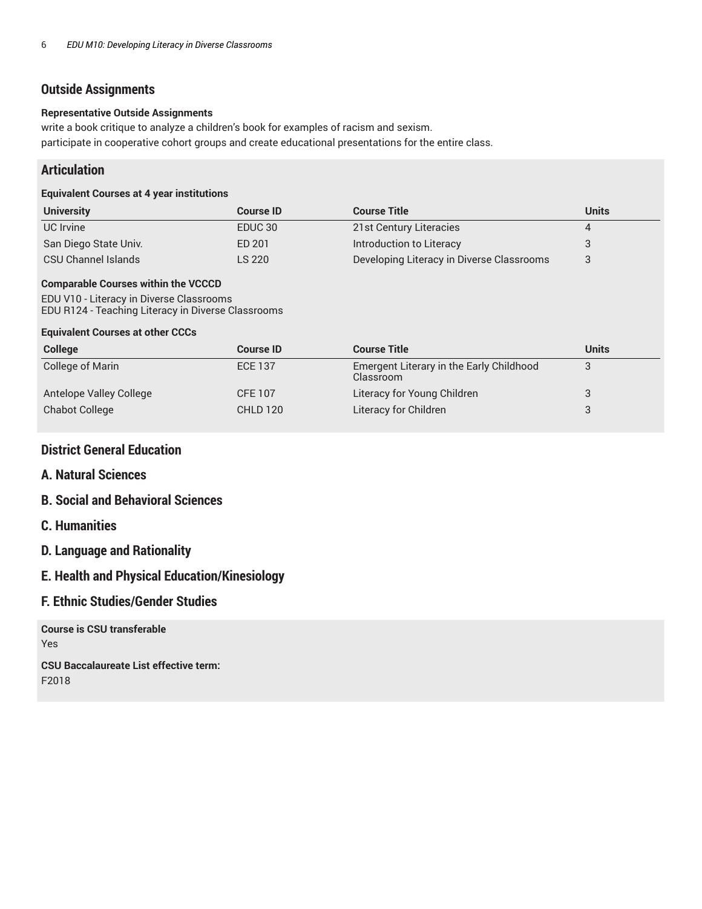## Outside Assignments

**Representative Outside Assignments**

write a book critique to analyze a children's book for examples of racism and sexism.

participate in cooperative cohort groups and create educational presentations for the entire class.

## Articulation

**Equivalent Courses at 4 year institutions**

| University | Course ID | Course Title | Units |
|---|---|---|---|
| UC Irvine | EDUC 30 | 21st Century Literacies | 4 |
| San Diego State Univ. | ED 201 | Introduction to Literacy | 3 |
| CSU Channel Islands | LS 220 | Developing Literacy in Diverse Classrooms | 3 |

**Comparable Courses within the VCCCD**

EDU V10 - Literacy in Diverse Classrooms
EDU R124 - Teaching Literacy in Diverse Classrooms

**Equivalent Courses at other CCCs**

| College | Course ID | Course Title | Units |
|---|---|---|---|
| College of Marin | ECE 137 | Emergent Literary in the Early Childhood Classroom | 3 |
| Antelope Valley College | CFE 107 | Literacy for Young Children | 3 |
| Chabot College | CHLD 120 | Literacy for Children | 3 |

## District General Education

## A. Natural Sciences

## B. Social and Behavioral Sciences

## C. Humanities

## D. Language and Rationality

## E. Health and Physical Education/Kinesiology

## F. Ethnic Studies/Gender Studies

**Course is CSU transferable**

Yes

**CSU Baccalaureate List effective term:**

F2018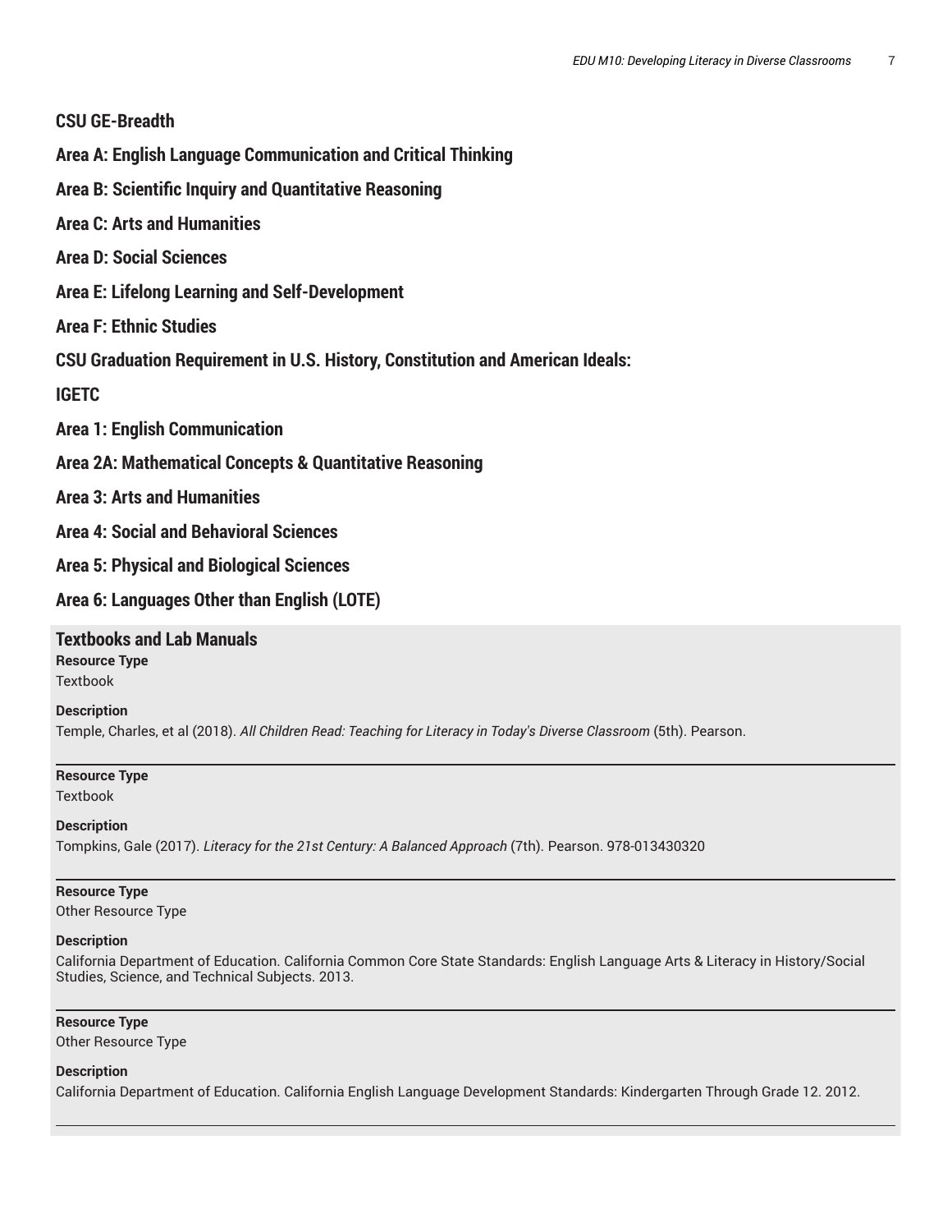## CSU GE-Breadth

## Area A: English Language Communication and Critical Thinking

## Area B: Scientific Inquiry and Quantitative Reasoning

## Area C: Arts and Humanities

## Area D: Social Sciences

## Area E: Lifelong Learning and Self-Development

## Area F: Ethnic Studies

## CSU Graduation Requirement in U.S. History, Constitution and American Ideals:

## IGETC

## Area 1: English Communication

## Area 2A: Mathematical Concepts & Quantitative Reasoning

## Area 3: Arts and Humanities

## Area 4: Social and Behavioral Sciences

## Area 5: Physical and Biological Sciences

## Area 6: Languages Other than English (LOTE)

## Textbooks and Lab Manuals

**Resource Type**
Textbook

**Description**
Temple, Charles, et al (2018). *All Children Read: Teaching for Literacy in Today's Diverse Classroom* (5th). Pearson.

---

**Resource Type**
Textbook

**Description**
Tompkins, Gale (2017). *Literacy for the 21st Century: A Balanced Approach* (7th). Pearson. 978-013430320

---

**Resource Type**
Other Resource Type

**Description**
California Department of Education. California Common Core State Standards: English Language Arts & Literacy in History/Social Studies, Science, and Technical Subjects. 2013.

---

**Resource Type**
Other Resource Type

**Description**
California Department of Education. California English Language Development Standards: Kindergarten Through Grade 12. 2012.

---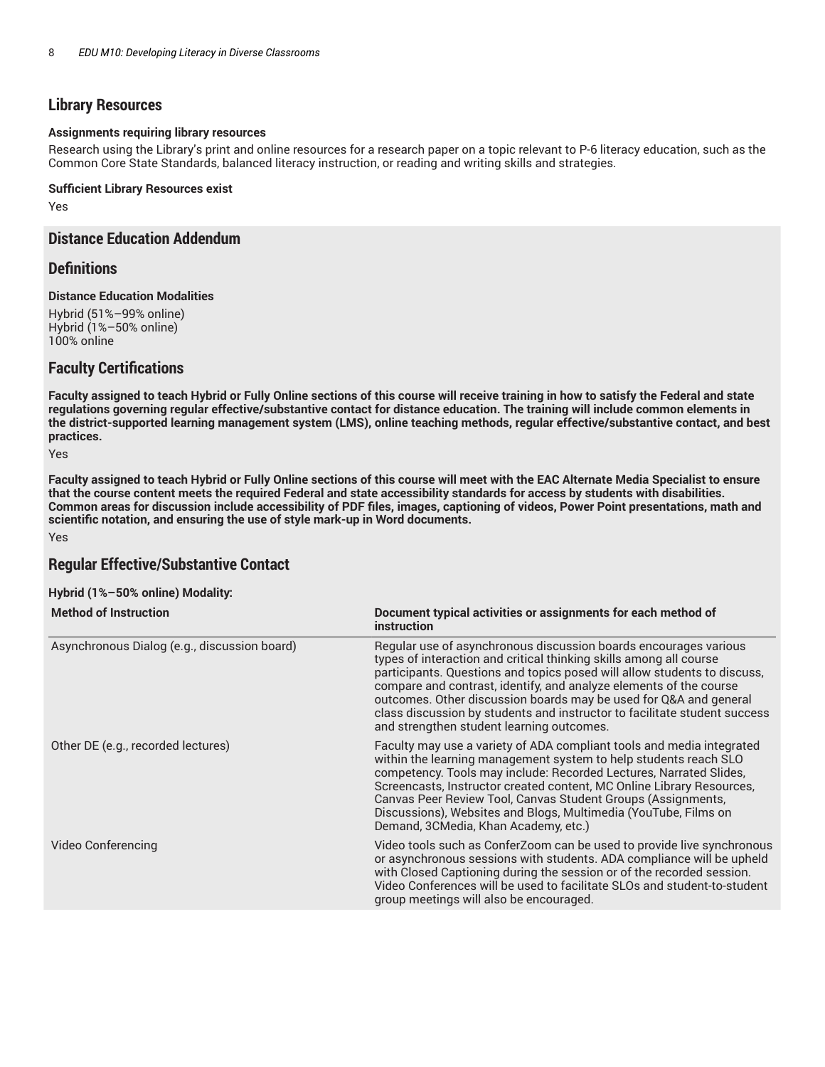## Library Resources

**Assignments requiring library resources**

Research using the Library's print and online resources for a research paper on a topic relevant to P-6 literacy education, such as the Common Core State Standards, balanced literacy instruction, or reading and writing skills and strategies.

**Sufficient Library Resources exist**

Yes

## Distance Education Addendum

## Definitions

**Distance Education Modalities**

Hybrid (51%–99% online)
Hybrid (1%–50% online)
100% online

## Faculty Certifications

**Faculty assigned to teach Hybrid or Fully Online sections of this course will receive training in how to satisfy the Federal and state regulations governing regular effective/substantive contact for distance education. The training will include common elements in the district-supported learning management system (LMS), online teaching methods, regular effective/substantive contact, and best practices.**

Yes

**Faculty assigned to teach Hybrid or Fully Online sections of this course will meet with the EAC Alternate Media Specialist to ensure that the course content meets the required Federal and state accessibility standards for access by students with disabilities. Common areas for discussion include accessibility of PDF files, images, captioning of videos, Power Point presentations, math and scientific notation, and ensuring the use of style mark-up in Word documents.**

Yes

## Regular Effective/Substantive Contact

**Hybrid (1%–50% online) Modality:**

| Method of Instruction | Document typical activities or assignments for each method of instruction |
|---|---|
| Asynchronous Dialog (e.g., discussion board) | Regular use of asynchronous discussion boards encourages various types of interaction and critical thinking skills among all course participants. Questions and topics posed will allow students to discuss, compare and contrast, identify, and analyze elements of the course outcomes. Other discussion boards may be used for Q&A and general class discussion by students and instructor to facilitate student success and strengthen student learning outcomes. |
| Other DE (e.g., recorded lectures) | Faculty may use a variety of ADA compliant tools and media integrated within the learning management system to help students reach SLO competency. Tools may include: Recorded Lectures, Narrated Slides, Screencasts, Instructor created content, MC Online Library Resources, Canvas Peer Review Tool, Canvas Student Groups (Assignments, Discussions), Websites and Blogs, Multimedia (YouTube, Films on Demand, 3CMedia, Khan Academy, etc.) |
| Video Conferencing | Video tools such as ConferZoom can be used to provide live synchronous or asynchronous sessions with students. ADA compliance will be upheld with Closed Captioning during the session or of the recorded session. Video Conferences will be used to facilitate SLOs and student-to-student group meetings will also be encouraged. |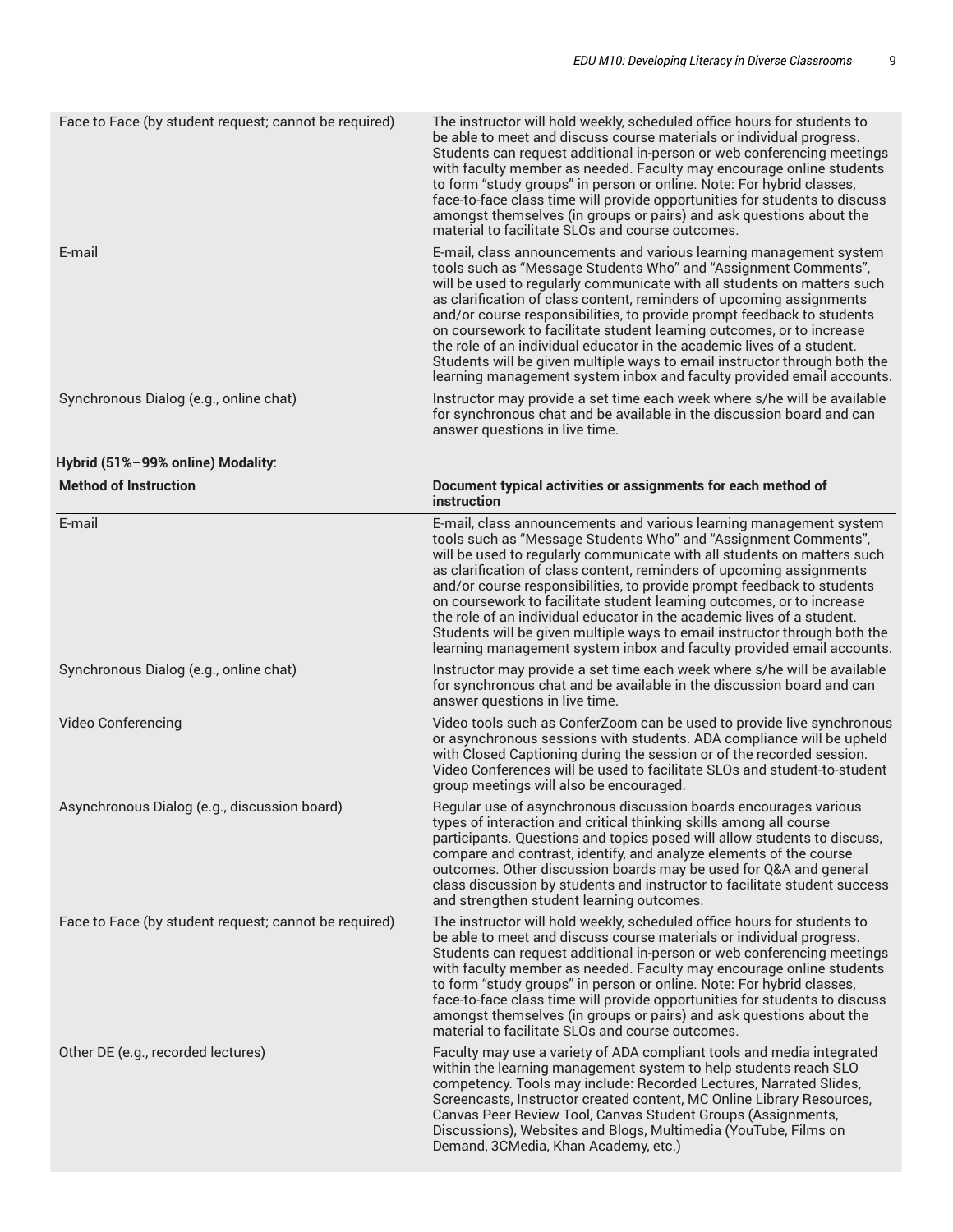| | |
|---|---|
| Face to Face (by student request; cannot be required) | The instructor will hold weekly, scheduled office hours for students to be able to meet and discuss course materials or individual progress. Students can request additional in-person or web conferencing meetings with faculty member as needed. Faculty may encourage online students to form "study groups" in person or online. Note: For hybrid classes, face-to-face class time will provide opportunities for students to discuss amongst themselves (in groups or pairs) and ask questions about the material to facilitate SLOs and course outcomes. |
| E-mail | E-mail, class announcements and various learning management system tools such as "Message Students Who" and "Assignment Comments", will be used to regularly communicate with all students on matters such as clarification of class content, reminders of upcoming assignments and/or course responsibilities, to provide prompt feedback to students on coursework to facilitate student learning outcomes, or to increase the role of an individual educator in the academic lives of a student. Students will be given multiple ways to email instructor through both the learning management system inbox and faculty provided email accounts. |
| Synchronous Dialog (e.g., online chat) | Instructor may provide a set time each week where s/he will be available for synchronous chat and be available in the discussion board and can answer questions in live time. |

**Hybrid (51%–99% online) Modality:**

| Method of Instruction | Document typical activities or assignments for each method of instruction |
|---|---|
| E-mail | E-mail, class announcements and various learning management system tools such as "Message Students Who" and "Assignment Comments", will be used to regularly communicate with all students on matters such as clarification of class content, reminders of upcoming assignments and/or course responsibilities, to provide prompt feedback to students on coursework to facilitate student learning outcomes, or to increase the role of an individual educator in the academic lives of a student. Students will be given multiple ways to email instructor through both the learning management system inbox and faculty provided email accounts. |
| Synchronous Dialog (e.g., online chat) | Instructor may provide a set time each week where s/he will be available for synchronous chat and be available in the discussion board and can answer questions in live time. |
| Video Conferencing | Video tools such as ConferZoom can be used to provide live synchronous or asynchronous sessions with students. ADA compliance will be upheld with Closed Captioning during the session or of the recorded session. Video Conferences will be used to facilitate SLOs and student-to-student group meetings will also be encouraged. |
| Asynchronous Dialog (e.g., discussion board) | Regular use of asynchronous discussion boards encourages various types of interaction and critical thinking skills among all course participants. Questions and topics posed will allow students to discuss, compare and contrast, identify, and analyze elements of the course outcomes. Other discussion boards may be used for Q&A and general class discussion by students and instructor to facilitate student success and strengthen student learning outcomes. |
| Face to Face (by student request; cannot be required) | The instructor will hold weekly, scheduled office hours for students to be able to meet and discuss course materials or individual progress. Students can request additional in-person or web conferencing meetings with faculty member as needed. Faculty may encourage online students to form "study groups" in person or online. Note: For hybrid classes, face-to-face class time will provide opportunities for students to discuss amongst themselves (in groups or pairs) and ask questions about the material to facilitate SLOs and course outcomes. |
| Other DE (e.g., recorded lectures) | Faculty may use a variety of ADA compliant tools and media integrated within the learning management system to help students reach SLO competency. Tools may include: Recorded Lectures, Narrated Slides, Screencasts, Instructor created content, MC Online Library Resources, Canvas Peer Review Tool, Canvas Student Groups (Assignments, Discussions), Websites and Blogs, Multimedia (YouTube, Films on Demand, 3CMedia, Khan Academy, etc.) |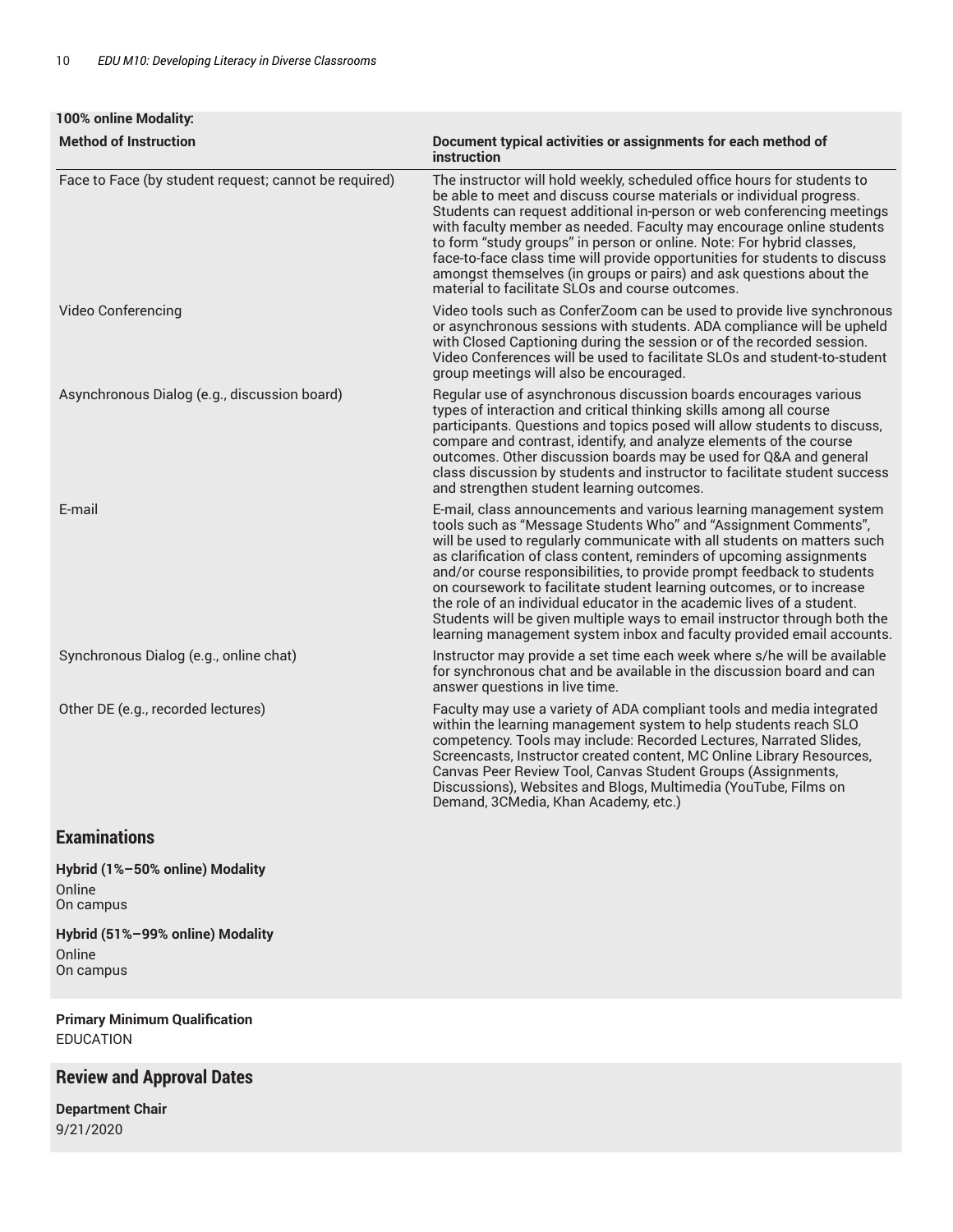**100% online Modality:**

| Method of Instruction | Document typical activities or assignments for each method of instruction |
|---|---|
| Face to Face (by student request; cannot be required) | The instructor will hold weekly, scheduled office hours for students to be able to meet and discuss course materials or individual progress. Students can request additional in-person or web conferencing meetings with faculty member as needed. Faculty may encourage online students to form "study groups" in person or online. Note: For hybrid classes, face-to-face class time will provide opportunities for students to discuss amongst themselves (in groups or pairs) and ask questions about the material to facilitate SLOs and course outcomes. |
| Video Conferencing | Video tools such as ConferZoom can be used to provide live synchronous or asynchronous sessions with students. ADA compliance will be upheld with Closed Captioning during the session or of the recorded session. Video Conferences will be used to facilitate SLOs and student-to-student group meetings will also be encouraged. |
| Asynchronous Dialog (e.g., discussion board) | Regular use of asynchronous discussion boards encourages various types of interaction and critical thinking skills among all course participants. Questions and topics posed will allow students to discuss, compare and contrast, identify, and analyze elements of the course outcomes. Other discussion boards may be used for Q&A and general class discussion by students and instructor to facilitate student success and strengthen student learning outcomes. |
| E-mail | E-mail, class announcements and various learning management system tools such as "Message Students Who" and "Assignment Comments", will be used to regularly communicate with all students on matters such as clarification of class content, reminders of upcoming assignments and/or course responsibilities, to provide prompt feedback to students on coursework to facilitate student learning outcomes, or to increase the role of an individual educator in the academic lives of a student. Students will be given multiple ways to email instructor through both the learning management system inbox and faculty provided email accounts. |
| Synchronous Dialog (e.g., online chat) | Instructor may provide a set time each week where s/he will be available for synchronous chat and be available in the discussion board and can answer questions in live time. |
| Other DE (e.g., recorded lectures) | Faculty may use a variety of ADA compliant tools and media integrated within the learning management system to help students reach SLO competency. Tools may include: Recorded Lectures, Narrated Slides, Screencasts, Instructor created content, MC Online Library Resources, Canvas Peer Review Tool, Canvas Student Groups (Assignments, Discussions), Websites and Blogs, Multimedia (YouTube, Films on Demand, 3CMedia, Khan Academy, etc.) |

## Examinations

**Hybrid (1%–50% online) Modality**

Online
On campus

**Hybrid (51%–99% online) Modality**

Online
On campus

**Primary Minimum Qualification**

EDUCATION

## Review and Approval Dates

**Department Chair**

9/21/2020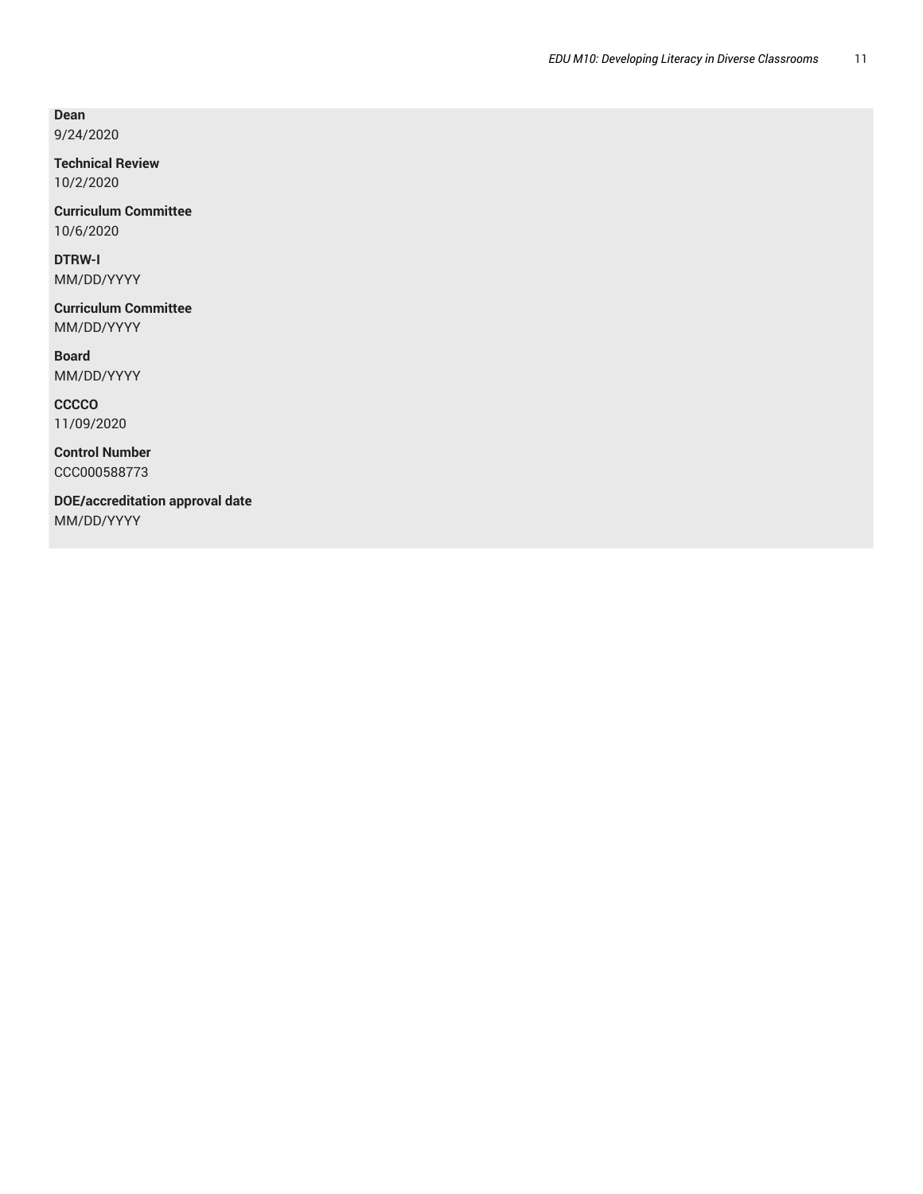**Dean**
9/24/2020

**Technical Review**
10/2/2020

**Curriculum Committee**
10/6/2020

**DTRW-I**
MM/DD/YYYY

**Curriculum Committee**
MM/DD/YYYY

**Board**
MM/DD/YYYY

**CCCCO**
11/09/2020

**Control Number**
CCC000588773

**DOE/accreditation approval date**
MM/DD/YYYY